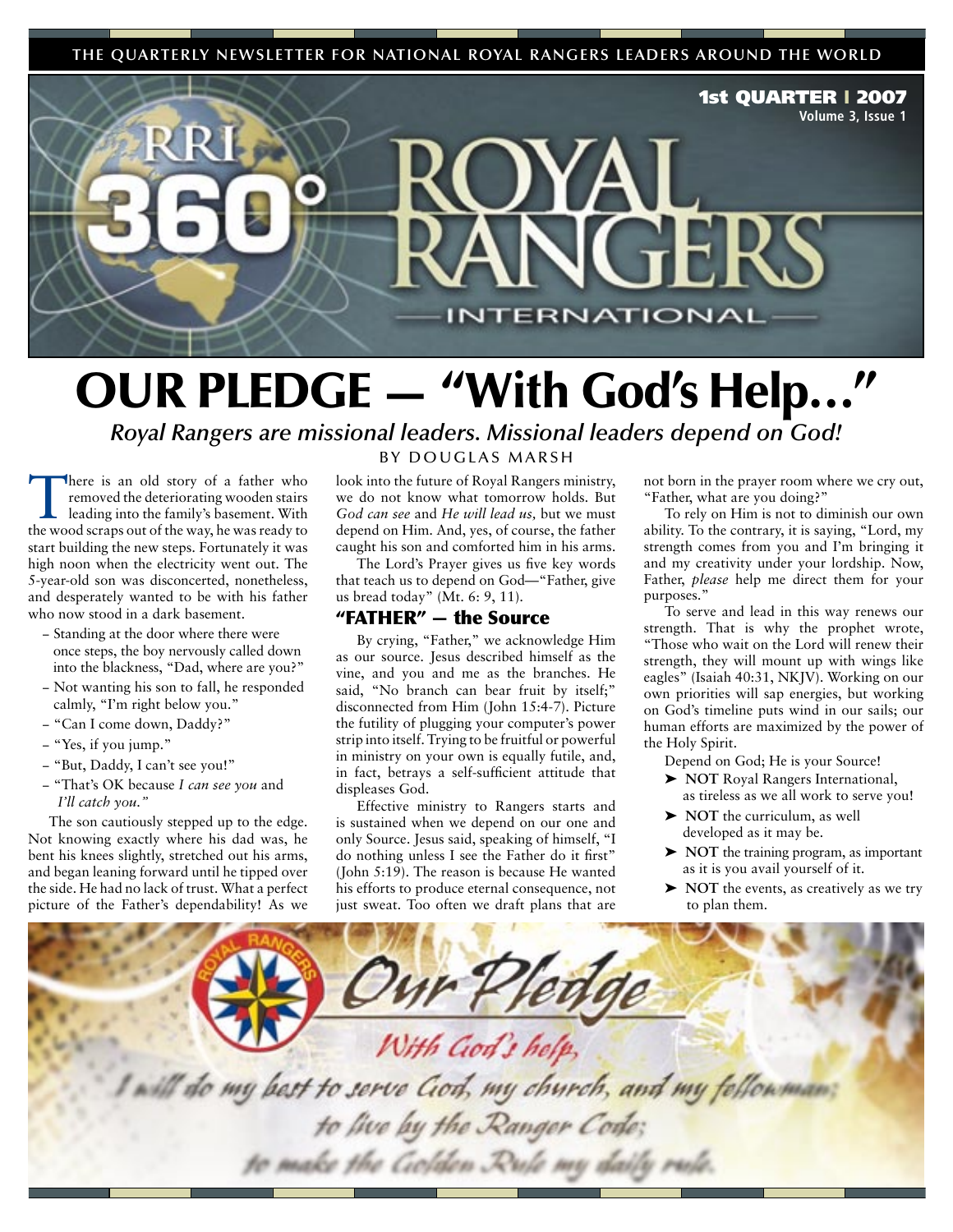THE QUARTERLY NEWSLETTER FOR NATIONAL ROYAL RANGERS LEADERS AROUND THE WORLD

**1st QUARTER | 2007**
**Volume 3, Issue 1**

RRI 360° ROYAL RANGERS INTERNATIONAL

# OUR PLEDGE — "With God's Help…"

*Royal Rangers are missional leaders. Missional leaders depend on God!*

BY DOUGLAS MARSH

There is an old story of a father who removed the deteriorating wooden stairs leading into the family's basement. With the wood scraps out of the way, he was ready to start building the new steps. Fortunately it was high noon when the electricity went out. The 5-year-old son was disconcerted, nonetheless, and desperately wanted to be with his father who now stood in a dark basement.

– Standing at the door where there were once steps, the boy nervously called down into the blackness, "Dad, where are you?"
– Not wanting his son to fall, he responded calmly, "I'm right below you."
– "Can I come down, Daddy?"
– "Yes, if you jump."
– "But, Daddy, I can't see you!"
– "That's OK because *I can see you* and *I'll catch you."*

The son cautiously stepped up to the edge. Not knowing exactly where his dad was, he bent his knees slightly, stretched out his arms, and began leaning forward until he tipped over the side. He had no lack of trust. What a perfect picture of the Father's dependability! As we look into the future of Royal Rangers ministry, we do not know what tomorrow holds. But *God can see* and *He will lead us,* but we must depend on Him. And, yes, of course, the father caught his son and comforted him in his arms.

The Lord's Prayer gives us five key words that teach us to depend on God—"Father, give us bread today" (Mt. 6: 9, 11).

## "FATHER" — the Source

By crying, "Father," we acknowledge Him as our source. Jesus described himself as the vine, and you and me as the branches. He said, "No branch can bear fruit by itself;" disconnected from Him (John 15:4-7). Picture the futility of plugging your computer's power strip into itself. Trying to be fruitful or powerful in ministry on your own is equally futile, and, in fact, betrays a self-sufficient attitude that displeases God.

Effective ministry to Rangers starts and is sustained when we depend on our one and only Source. Jesus said, speaking of himself, "I do nothing unless I see the Father do it first" (John 5:19). The reason is because He wanted his efforts to produce eternal consequence, not just sweat. Too often we draft plans that are not born in the prayer room where we cry out, "Father, what are you doing?"

To rely on Him is not to diminish our own ability. To the contrary, it is saying, "Lord, my strength comes from you and I'm bringing it and my creativity under your lordship. Now, Father, *please* help me direct them for your purposes."

To serve and lead in this way renews our strength. That is why the prophet wrote, "Those who wait on the Lord will renew their strength, they will mount up with wings like eagles" (Isaiah 40:31, NKJV). Working on our own priorities will sap energies, but working on God's timeline puts wind in our sails; our human efforts are maximized by the power of the Holy Spirit.

Depend on God; He is your Source!

- **NOT** Royal Rangers International, as tireless as we all work to serve you!
- **NOT** the curriculum, as well developed as it may be.
- **NOT** the training program, as important as it is you avail yourself of it.
- **NOT** the events, as creatively as we try to plan them.

*Our Pledge*

*With God's help,*
*I will do my best to serve God, my church, and my fellowman;*
*to live by the Ranger Code;*
*to make the Golden Rule my daily rule.*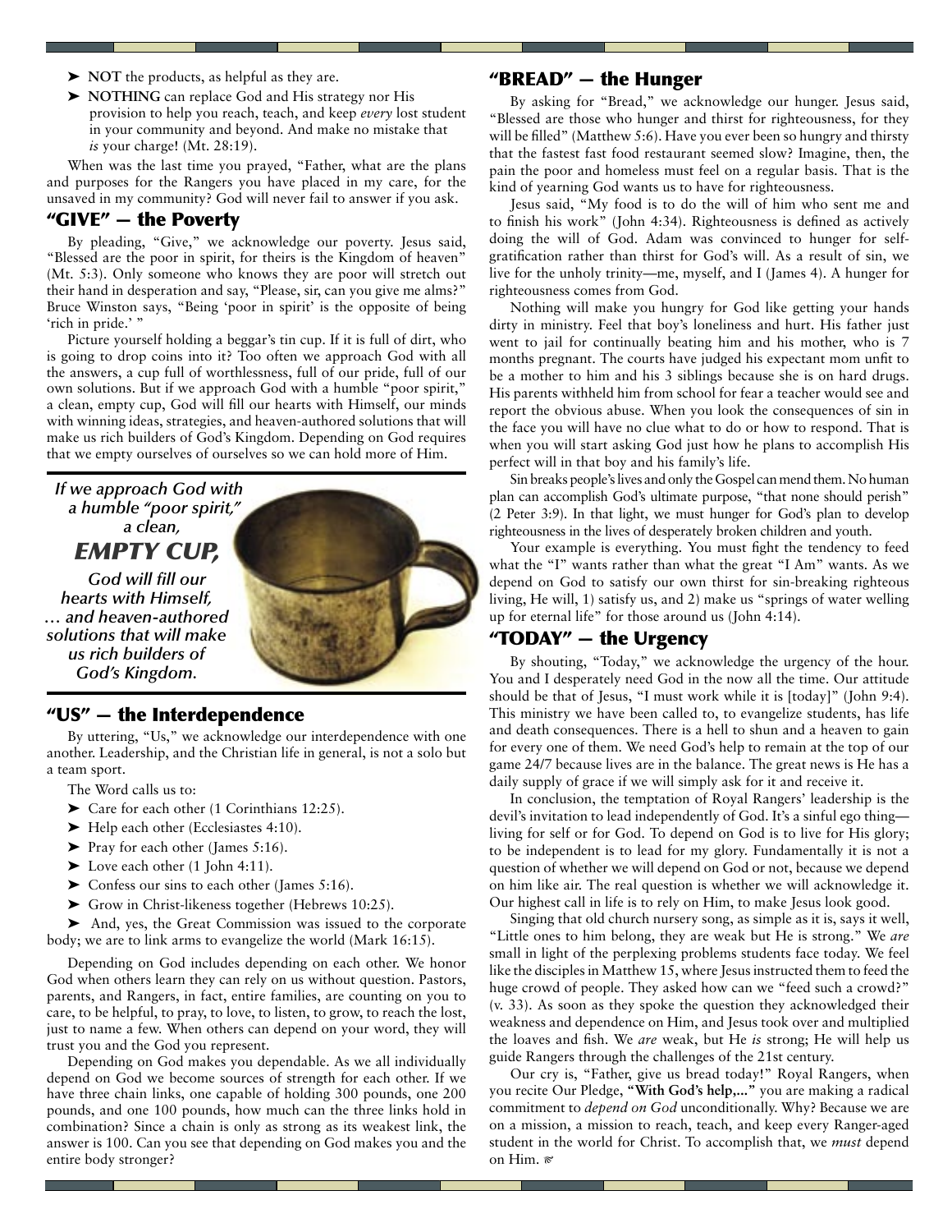- ➤ **NOT** the products, as helpful as they are.
- ➤ **NOTHING** can replace God and His strategy nor His provision to help you reach, teach, and keep *every* lost student in your community and beyond. And make no mistake that *is* your charge! (Mt. 28:19).

When was the last time you prayed, "Father, what are the plans and purposes for the Rangers you have placed in my care, for the unsaved in my community? God will never fail to answer if you ask.

## "GIVE" — the Poverty

By pleading, "Give," we acknowledge our poverty. Jesus said, "Blessed are the poor in spirit, for theirs is the Kingdom of heaven" (Mt. 5:3). Only someone who knows they are poor will stretch out their hand in desperation and say, "Please, sir, can you give me alms?" Bruce Winston says, "Being 'poor in spirit' is the opposite of being 'rich in pride.' "

Picture yourself holding a beggar's tin cup. If it is full of dirt, who is going to drop coins into it? Too often we approach God with all the answers, a cup full of worthlessness, full of our pride, full of our own solutions. But if we approach God with a humble "poor spirit," a clean, empty cup, God will fill our hearts with Himself, our minds with winning ideas, strategies, and heaven-authored solutions that will make us rich builders of God's Kingdom. Depending on God requires that we empty ourselves of ourselves so we can hold more of Him.

*If we approach God with a humble "poor spirit," a clean, **EMPTY CUP,** God will fill our hearts with Himself, … and heaven-authored solutions that will make us rich builders of God's Kingdom.*

## "US" — the Interdependence

By uttering, "Us," we acknowledge our interdependence with one another. Leadership, and the Christian life in general, is not a solo but a team sport.

The Word calls us to:

- ➤ Care for each other (1 Corinthians 12:25).
- ➤ Help each other (Ecclesiastes 4:10).
- ➤ Pray for each other (James 5:16).
- ➤ Love each other (1 John 4:11).
- ➤ Confess our sins to each other (James 5:16).
- ➤ Grow in Christ-likeness together (Hebrews 10:25).
- ➤ And, yes, the Great Commission was issued to the corporate body; we are to link arms to evangelize the world (Mark 16:15).

Depending on God includes depending on each other. We honor God when others learn they can rely on us without question. Pastors, parents, and Rangers, in fact, entire families, are counting on you to care, to be helpful, to pray, to love, to listen, to grow, to reach the lost, just to name a few. When others can depend on your word, they will trust you and the God you represent.

Depending on God makes you dependable. As we all individually depend on God we become sources of strength for each other. If we have three chain links, one capable of holding 300 pounds, one 200 pounds, and one 100 pounds, how much can the three links hold in combination? Since a chain is only as strong as its weakest link, the answer is 100. Can you see that depending on God makes you and the entire body stronger?

## "BREAD" — the Hunger

By asking for "Bread," we acknowledge our hunger. Jesus said, "Blessed are those who hunger and thirst for righteousness, for they will be filled" (Matthew 5:6). Have you ever been so hungry and thirsty that the fastest fast food restaurant seemed slow? Imagine, then, the pain the poor and homeless must feel on a regular basis. That is the kind of yearning God wants us to have for righteousness.

Jesus said, "My food is to do the will of him who sent me and to finish his work" (John 4:34). Righteousness is defined as actively doing the will of God. Adam was convinced to hunger for self-gratification rather than thirst for God's will. As a result of sin, we live for the unholy trinity—me, myself, and I (James 4). A hunger for righteousness comes from God.

Nothing will make you hungry for God like getting your hands dirty in ministry. Feel that boy's loneliness and hurt. His father just went to jail for continually beating him and his mother, who is 7 months pregnant. The courts have judged his expectant mom unfit to be a mother to him and his 3 siblings because she is on hard drugs. His parents withheld him from school for fear a teacher would see and report the obvious abuse. When you look the consequences of sin in the face you will have no clue what to do or how to respond. That is when you will start asking God just how he plans to accomplish His perfect will in that boy and his family's life.

Sin breaks people's lives and only the Gospel can mend them. No human plan can accomplish God's ultimate purpose, "that none should perish" (2 Peter 3:9). In that light, we must hunger for God's plan to develop righteousness in the lives of desperately broken children and youth.

Your example is everything. You must fight the tendency to feed what the "I" wants rather than what the great "I Am" wants. As we depend on God to satisfy our own thirst for sin-breaking righteous living, He will, 1) satisfy us, and 2) make us "springs of water welling up for eternal life" for those around us (John 4:14).

## "TODAY" — the Urgency

By shouting, "Today," we acknowledge the urgency of the hour. You and I desperately need God in the now all the time. Our attitude should be that of Jesus, "I must work while it is [today]" (John 9:4). This ministry we have been called to, to evangelize students, has life and death consequences. There is a hell to shun and a heaven to gain for every one of them. We need God's help to remain at the top of our game 24/7 because lives are in the balance. The great news is He has a daily supply of grace if we will simply ask for it and receive it.

In conclusion, the temptation of Royal Rangers' leadership is the devil's invitation to lead independently of God. It's a sinful ego thing—living for self or for God. To depend on God is to live for His glory; to be independent is to lead for my glory. Fundamentally it is not a question of whether we will depend on God or not, because we depend on him like air. The real question is whether we will acknowledge it. Our highest call in life is to rely on Him, to make Jesus look good.

Singing that old church nursery song, as simple as it is, says it well, "Little ones to him belong, they are weak but He is strong." We *are* small in light of the perplexing problems students face today. We feel like the disciples in Matthew 15, where Jesus instructed them to feed the huge crowd of people. They asked how can we "feed such a crowd?" (v. 33). As soon as they spoke the question they acknowledged their weakness and dependence on Him, and Jesus took over and multiplied the loaves and fish. We *are* weak, but He *is* strong; He will help us guide Rangers through the challenges of the 21st century.

Our cry is, "Father, give us bread today!" Royal Rangers, when you recite Our Pledge, **"With God's help,..."** you are making a radical commitment to *depend on God* unconditionally. Why? Because we are on a mission, a mission to reach, teach, and keep every Ranger-aged student in the world for Christ. To accomplish that, we *must* depend on Him.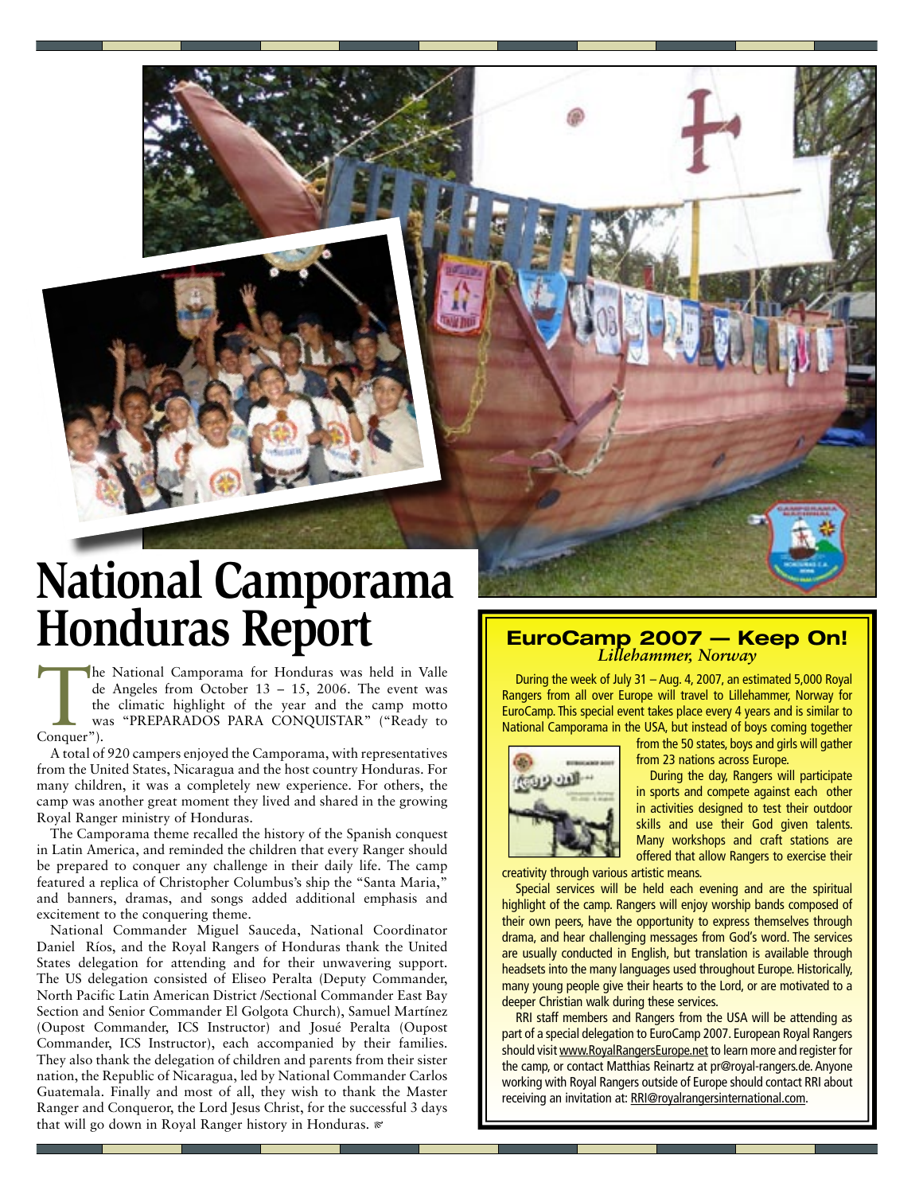# National Camporama Honduras Report

The National Camporama for Honduras was held in Valle de Angeles from October 13 – 15, 2006. The event was the climatic highlight of the year and the camp motto was "PREPARADOS PARA CONQUISTAR" ("Ready to Conquer").

A total of 920 campers enjoyed the Camporama, with representatives from the United States, Nicaragua and the host country Honduras. For many children, it was a completely new experience. For others, the camp was another great moment they lived and shared in the growing Royal Ranger ministry of Honduras.

The Camporama theme recalled the history of the Spanish conquest in Latin America, and reminded the children that every Ranger should be prepared to conquer any challenge in their daily life. The camp featured a replica of Christopher Columbus's ship the "Santa Maria," and banners, dramas, and songs added additional emphasis and excitement to the conquering theme.

National Commander Miguel Sauceda, National Coordinator Daniel Ríos, and the Royal Rangers of Honduras thank the United States delegation for attending and for their unwavering support. The US delegation consisted of Eliseo Peralta (Deputy Commander, North Pacific Latin American District /Sectional Commander East Bay Section and Senior Commander El Golgota Church), Samuel Martínez (Oupost Commander, ICS Instructor) and Josué Peralta (Oupost Commander, ICS Instructor), each accompanied by their families. They also thank the delegation of children and parents from their sister nation, the Republic of Nicaragua, led by National Commander Carlos Guatemala. Finally and most of all, they wish to thank the Master Ranger and Conqueror, the Lord Jesus Christ, for the successful 3 days that will go down in Royal Ranger history in Honduras.

## EuroCamp 2007 — Keep On!

*Lillehammer, Norway*

During the week of July 31 – Aug. 4, 2007, an estimated 5,000 Royal Rangers from all over Europe will travel to Lillehammer, Norway for EuroCamp. This special event takes place every 4 years and is similar to National Camporama in the USA, but instead of boys coming together from the 50 states, boys and girls will gather from 23 nations across Europe.

During the day, Rangers will participate in sports and compete against each other in activities designed to test their outdoor skills and use their God given talents. Many workshops and craft stations are offered that allow Rangers to exercise their creativity through various artistic means.

Special services will be held each evening and are the spiritual highlight of the camp. Rangers will enjoy worship bands composed of their own peers, have the opportunity to express themselves through drama, and hear challenging messages from God's word. The services are usually conducted in English, but translation is available through headsets into the many languages used throughout Europe. Historically, many young people give their hearts to the Lord, or are motivated to a deeper Christian walk during these services.

RRI staff members and Rangers from the USA will be attending as part of a special delegation to EuroCamp 2007. European Royal Rangers should visit www.RoyalRangersEurope.net to learn more and register for the camp, or contact Matthias Reinartz at pr@royal-rangers.de. Anyone working with Royal Rangers outside of Europe should contact RRI about receiving an invitation at: RRI@royalrangersinternational.com.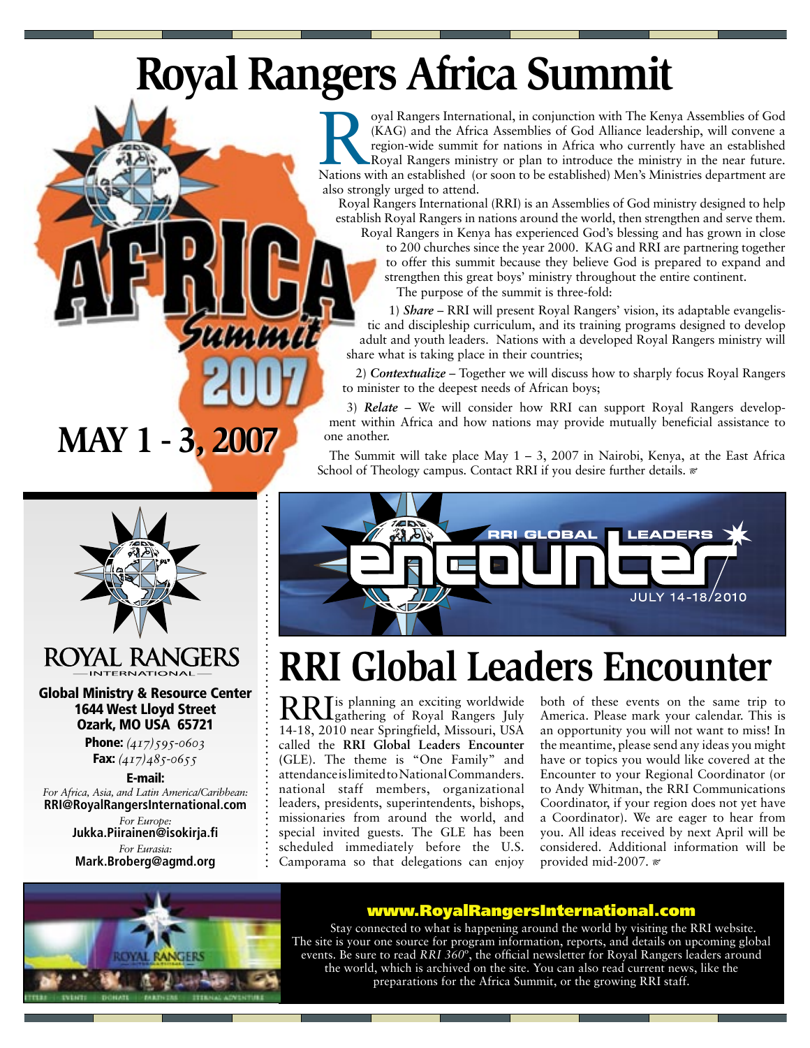# Royal Rangers Africa Summit

AFRICA Summit 2007

MAY 1 - 3, 2007

Royal Rangers International, in conjunction with The Kenya Assemblies of God (KAG) and the Africa Assemblies of God Alliance leadership, will convene a region-wide summit for nations in Africa who currently have an established Royal Rangers ministry or plan to introduce the ministry in the near future. Nations with an established (or soon to be established) Men's Ministries department are also strongly urged to attend.

Royal Rangers International (RRI) is an Assemblies of God ministry designed to help establish Royal Rangers in nations around the world, then strengthen and serve them.

Royal Rangers in Kenya has experienced God's blessing and has grown in close to 200 churches since the year 2000. KAG and RRI are partnering together to offer this summit because they believe God is prepared to expand and strengthen this great boys' ministry throughout the entire continent.

The purpose of the summit is three-fold:

1) ***Share*** – RRI will present Royal Rangers' vision, its adaptable evangelistic and discipleship curriculum, and its training programs designed to develop adult and youth leaders. Nations with a developed Royal Rangers ministry will share what is taking place in their countries;

2) ***Contextualize*** – Together we will discuss how to sharply focus Royal Rangers to minister to the deepest needs of African boys;

3) ***Relate*** – We will consider how RRI can support Royal Rangers development within Africa and how nations may provide mutually beneficial assistance to one another.

The Summit will take place May 1 – 3, 2007 in Nairobi, Kenya, at the East Africa School of Theology campus. Contact RRI if you desire further details.

ROYAL RANGERS INTERNATIONAL

**Global Ministry & Resource Center**
**1644 West Lloyd Street**
**Ozark, MO USA 65721**

**Phone:** *(417)595-0603*
**Fax:** *(417)485-0655*

**E-mail:**

*For Africa, Asia, and Latin America/Caribbean:*
**RRI@RoyalRangersInternational.com**

*For Europe:*
**Jukka.Piirainen@isokirja.fi**

*For Eurasia:*
**Mark.Broberg@agmd.org**

RRI GLOBAL LEADERS encounter JULY 14-18/2010

# RRI Global Leaders Encounter

RRI is planning an exciting worldwide gathering of Royal Rangers July 14-18, 2010 near Springfield, Missouri, USA called the **RRI Global Leaders Encounter** (GLE). The theme is "One Family" and attendance is limited to National Commanders, national staff members, organizational leaders, presidents, superintendents, bishops, missionaries from around the world, and special invited guests. The GLE has been scheduled immediately before the U.S. Camporama so that delegations can enjoy both of these events on the same trip to America. Please mark your calendar. This is an opportunity you will not want to miss! In the meantime, please send any ideas you might have or topics you would like covered at the Encounter to your Regional Coordinator (or to Andy Whitman, the RRI Communications Coordinator, if your region does not yet have a Coordinator). We are eager to hear from you. All ideas received by next April will be considered. Additional information will be provided mid-2007.

**www.RoyalRangersInternational.com**

Stay connected to what is happening around the world by visiting the RRI website. The site is your one source for program information, reports, and details on upcoming global events. Be sure to read *RRI 360º*, the official newsletter for Royal Rangers leaders around the world, which is archived on the site. You can also read current news, like the preparations for the Africa Summit, or the growing RRI staff.